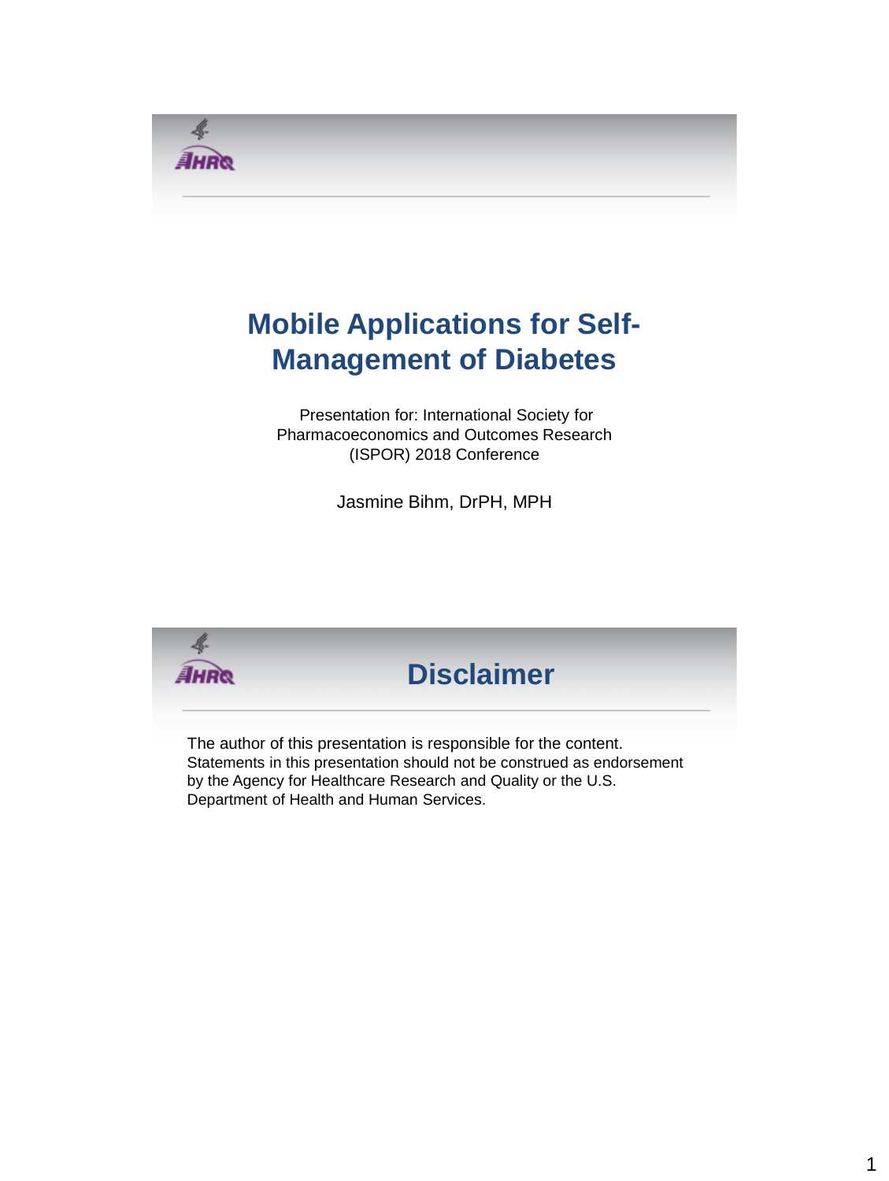# Mobile Applications for Self-Management of Diabetes

Presentation for: International Society for Pharmacoeconomics and Outcomes Research (ISPOR) 2018 Conference

Jasmine Bihm, DrPH, MPH

## Disclaimer

The author of this presentation is responsible for the content. Statements in this presentation should not be construed as endorsement by the Agency for Healthcare Research and Quality or the U.S. Department of Health and Human Services.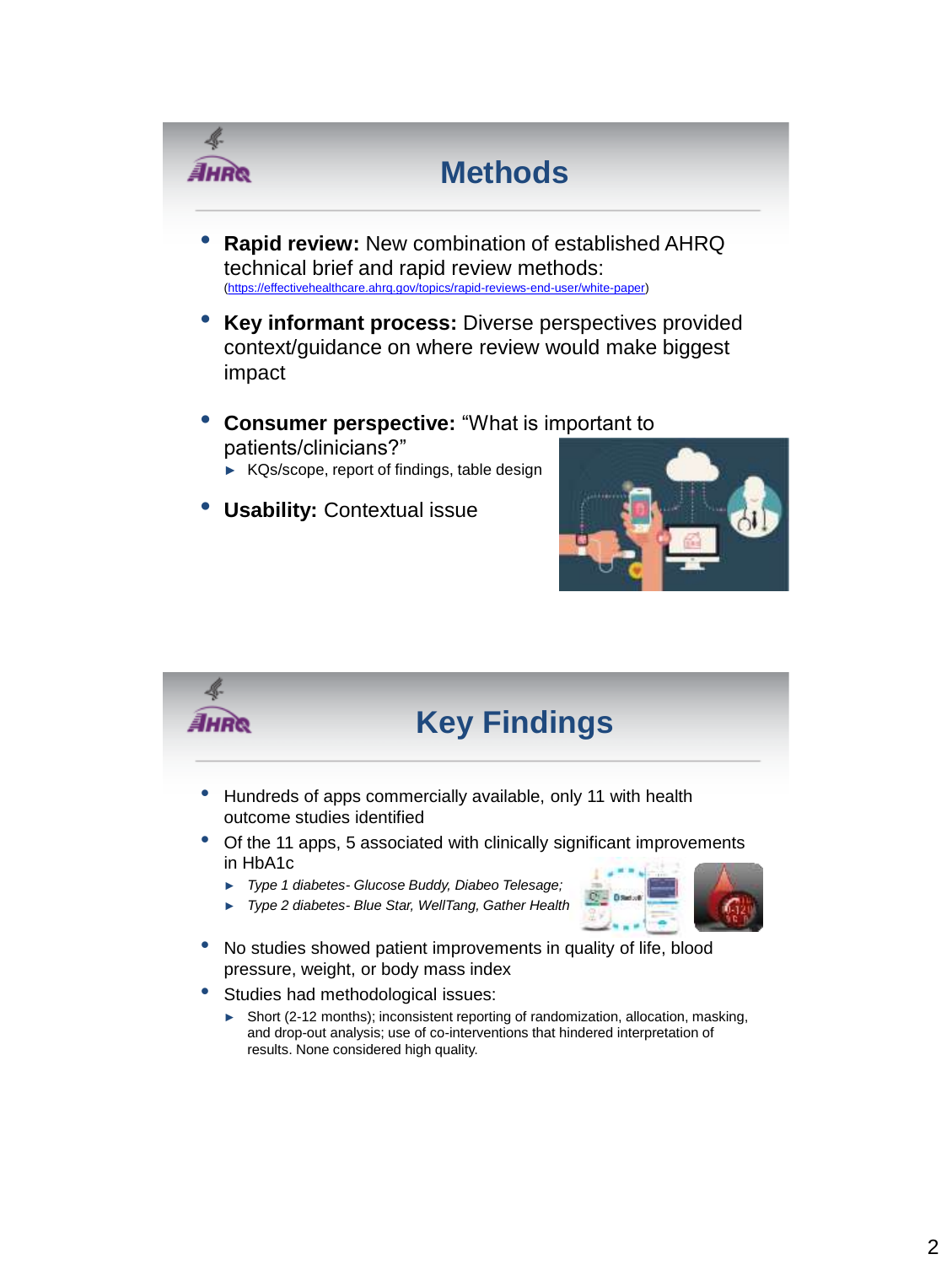## Methods

- **Rapid review:** New combination of established AHRQ technical brief and rapid review methods: (https://effectivehealthcare.ahrq.gov/topics/rapid-reviews-end-user/white-paper)
- **Key informant process:** Diverse perspectives provided context/guidance on where review would make biggest impact
- **Consumer perspective:** "What is important to patients/clinicians?"
  - KQs/scope, report of findings, table design
- **Usability:** Contextual issue

## Key Findings

- Hundreds of apps commercially available, only 11 with health outcome studies identified
- Of the 11 apps, 5 associated with clinically significant improvements in HbA1c
  - *Type 1 diabetes- Glucose Buddy, Diabeo Telesage;*
  - *Type 2 diabetes- Blue Star, WellTang, Gather Health*
- No studies showed patient improvements in quality of life, blood pressure, weight, or body mass index
- Studies had methodological issues:
  - Short (2-12 months); inconsistent reporting of randomization, allocation, masking, and drop-out analysis; use of co-interventions that hindered interpretation of results. None considered high quality.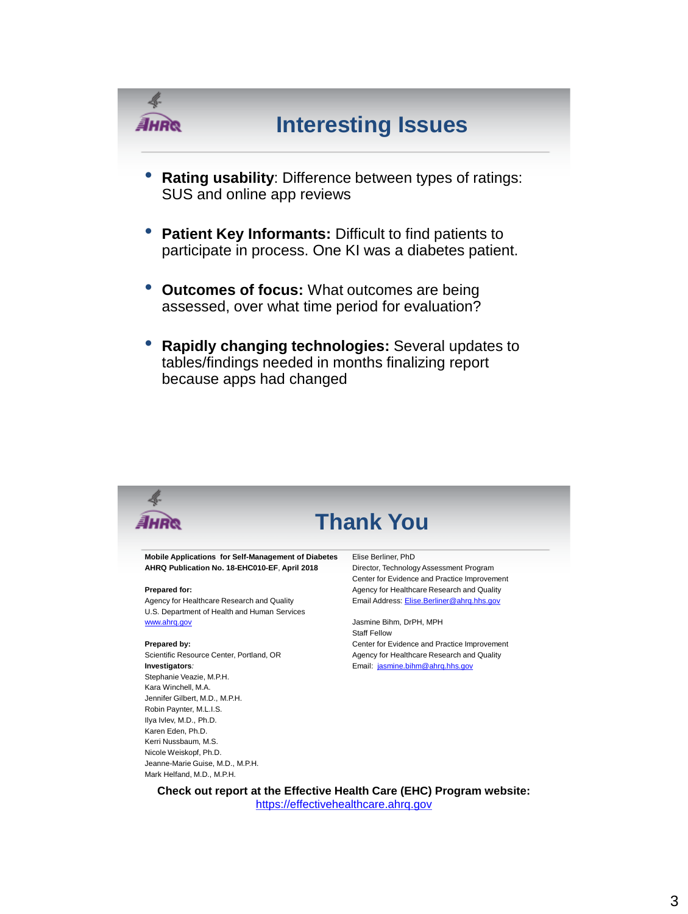# Interesting Issues

- **Rating usability**: Difference between types of ratings: SUS and online app reviews
- **Patient Key Informants:** Difficult to find patients to participate in process. One KI was a diabetes patient.
- **Outcomes of focus:** What outcomes are being assessed, over what time period for evaluation?
- **Rapidly changing technologies:** Several updates to tables/findings needed in months finalizing report because apps had changed

# Thank You

**Mobile Applications for Self-Management of Diabetes**
**AHRQ Publication No. 18-EHC010-EF, April 2018**

**Prepared for:**
Agency for Healthcare Research and Quality
U.S. Department of Health and Human Services
www.ahrq.gov

**Prepared by:**
Scientific Resource Center, Portland, OR
**Investigators**:
Stephanie Veazie, M.P.H.
Kara Winchell, M.A.
Jennifer Gilbert, M.D., M.P.H.
Robin Paynter, M.L.I.S.
Ilya Ivlev, M.D., Ph.D.
Karen Eden, Ph.D.
Kerri Nussbaum, M.S.
Nicole Weiskopf, Ph.D.
Jeanne-Marie Guise, M.D., M.P.H.
Mark Helfand, M.D., M.P.H.

Elise Berliner, PhD
Director, Technology Assessment Program
Center for Evidence and Practice Improvement
Agency for Healthcare Research and Quality
Email Address: Elise.Berliner@ahrq.hhs.gov

Jasmine Bihm, DrPH, MPH
Staff Fellow
Center for Evidence and Practice Improvement
Agency for Healthcare Research and Quality
Email: jasmine.bihm@ahrq.hhs.gov

**Check out report at the Effective Health Care (EHC) Program website:**
https://effectivehealthcare.ahrq.gov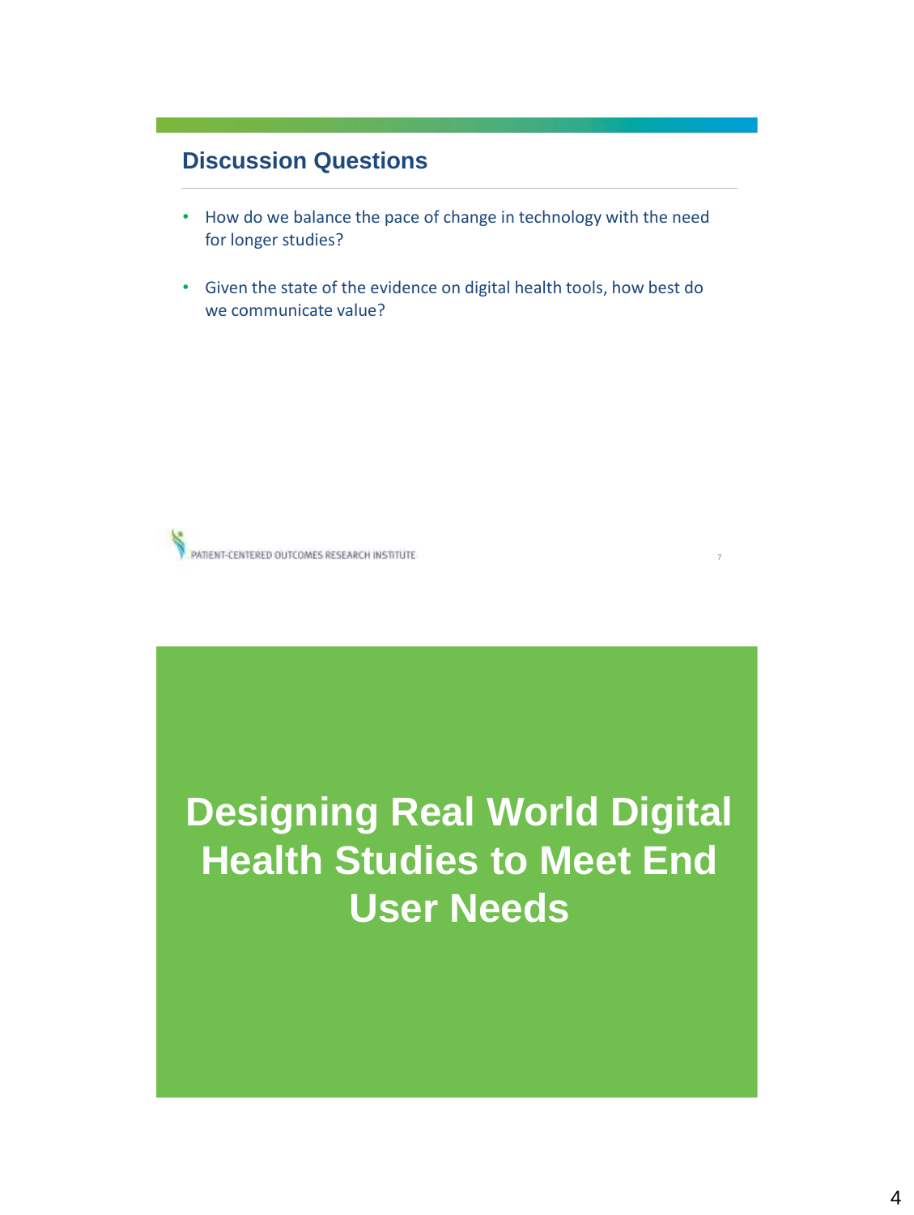## Discussion Questions

- How do we balance the pace of change in technology with the need for longer studies?
- Given the state of the evidence on digital health tools, how best do we communicate value?

# Designing Real World Digital Health Studies to Meet End User Needs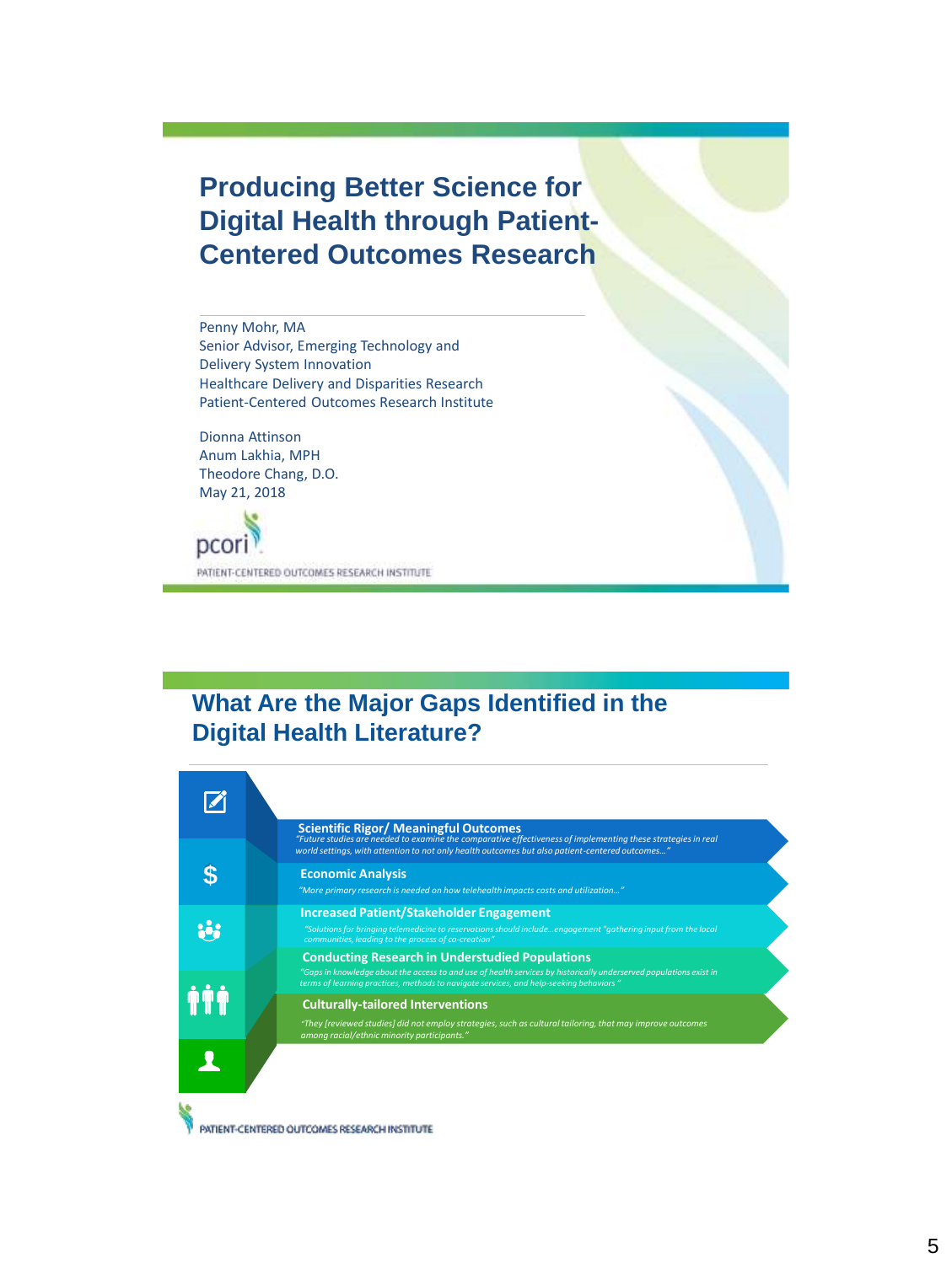# Producing Better Science for Digital Health through Patient-Centered Outcomes Research

Penny Mohr, MA
Senior Advisor, Emerging Technology and Delivery System Innovation
Healthcare Delivery and Disparities Research
Patient-Centered Outcomes Research Institute

Dionna Attinson
Anum Lakhia, MPH
Theodore Chang, D.O.
May 21, 2018

pcori
PATIENT-CENTERED OUTCOMES RESEARCH INSTITUTE

---

## What Are the Major Gaps Identified in the Digital Health Literature?

**Scientific Rigor/ Meaningful Outcomes**
*"Future studies are needed to examine the comparative effectiveness of implementing these strategies in real world settings, with attention to not only health outcomes but also patient-centered outcomes..."*

**Economic Analysis**
*"More primary research is needed on how telehealth impacts costs and utilization..."*

**Increased Patient/Stakeholder Engagement**
*"Solutions for bringing telemedicine to reservations should include...engagement "gathering input from the local communities, leading to the process of co-creation"*

**Conducting Research in Understudied Populations**
*"Gaps in knowledge about the access to and use of health services by historically underserved populations exist in terms of learning practices, methods to navigate services, and help-seeking behaviors"*

**Culturally-tailored Interventions**
*"They [reviewed studies] did not employ strategies, such as cultural tailoring, that may improve outcomes among racial/ethnic minority participants."*

PATIENT-CENTERED OUTCOMES RESEARCH INSTITUTE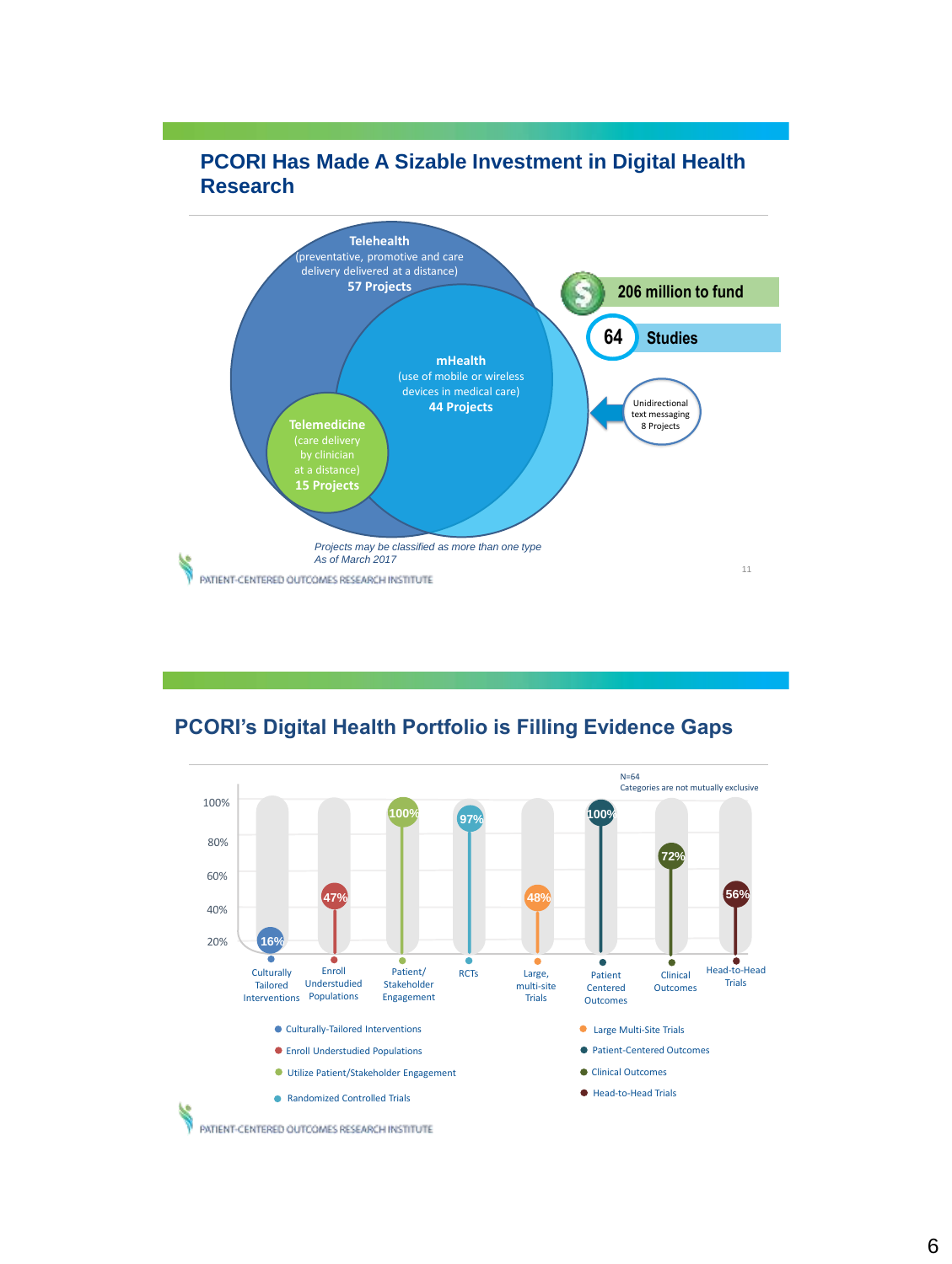## PCORI Has Made A Sizable Investment in Digital Health Research

**Telehealth**
(preventative, promotive and care delivery delivered at a distance)
**57 Projects**

**mHealth**
(use of mobile or wireless devices in medical care)
**44 Projects**

**Telemedicine**
(care delivery by clinician at a distance)
**15 Projects**

**206 million to fund**

**64 Studies**

Unidirectional text messaging
8 Projects

*Projects may be classified as more than one type*
*As of March 2017*

PATIENT-CENTERED OUTCOMES RESEARCH INSTITUTE

## PCORI's Digital Health Portfolio is Filling Evidence Gaps

N=64
Categories are not mutually exclusive

| Category | Percentage |
|---|---|
| Culturally Tailored Interventions | 16% |
| Enroll Understudied Populations | 47% |
| Patient/ Stakeholder Engagement | 100% |
| RCTs | 97% |
| Large, multi-site Trials | 48% |
| Patient Centered Outcomes | 100% |
| Clinical Outcomes | 72% |
| Head-to-Head Trials | 56% |

- Culturally-Tailored Interventions
- Enroll Understudied Populations
- Utilize Patient/Stakeholder Engagement
- Randomized Controlled Trials
- Large Multi-Site Trials
- Patient-Centered Outcomes
- Clinical Outcomes
- Head-to-Head Trials

PATIENT-CENTERED OUTCOMES RESEARCH INSTITUTE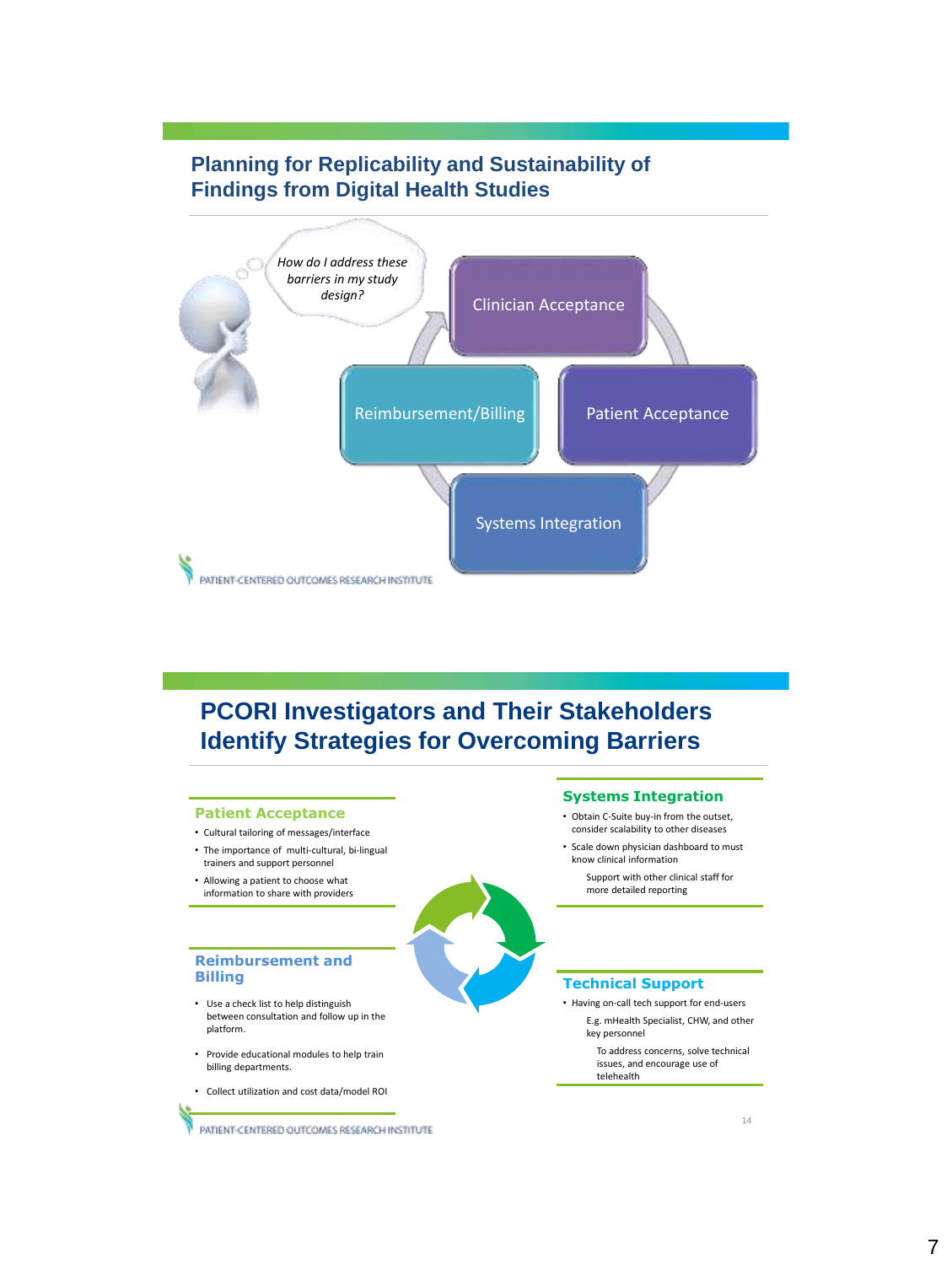## Planning for Replicability and Sustainability of Findings from Digital Health Studies

*How do I address these barriers in my study design?*

- Clinician Acceptance
- Patient Acceptance
- Systems Integration
- Reimbursement/Billing

## PCORI Investigators and Their Stakeholders Identify Strategies for Overcoming Barriers

### Patient Acceptance

- Cultural tailoring of messages/interface
- The importance of multi-cultural, bi-lingual trainers and support personnel
- Allowing a patient to choose what information to share with providers

### Reimbursement and Billing

- Use a check list to help distinguish between consultation and follow up in the platform.
- Provide educational modules to help train billing departments.
- Collect utilization and cost data/model ROI

### Systems Integration

- Obtain C-Suite buy-in from the outset, consider scalability to other diseases
- Scale down physician dashboard to must know clinical information
  - Support with other clinical staff for more detailed reporting

### Technical Support

- Having on-call tech support for end-users
  - E.g. mHealth Specialist, CHW, and other key personnel
    - To address concerns, solve technical issues, and encourage use of telehealth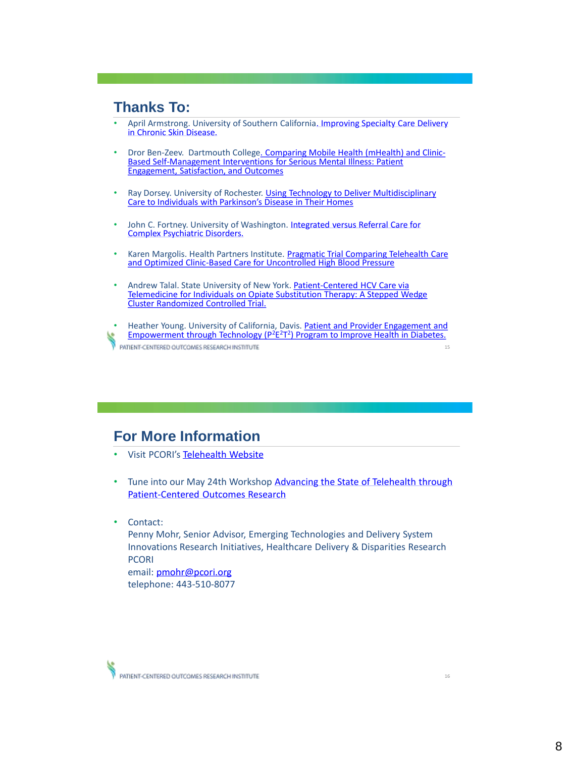## Thanks To:

- April Armstrong. University of Southern California. Improving Specialty Care Delivery in Chronic Skin Disease.
- Dror Ben-Zeev. Dartmouth College. Comparing Mobile Health (mHealth) and Clinic-Based Self-Management Interventions for Serious Mental Illness: Patient Engagement, Satisfaction, and Outcomes
- Ray Dorsey. University of Rochester. Using Technology to Deliver Multidisciplinary Care to Individuals with Parkinson's Disease in Their Homes
- John C. Fortney. University of Washington. Integrated versus Referral Care for Complex Psychiatric Disorders.
- Karen Margolis. Health Partners Institute. Pragmatic Trial Comparing Telehealth Care and Optimized Clinic-Based Care for Uncontrolled High Blood Pressure
- Andrew Talal. State University of New York. Patient-Centered HCV Care via Telemedicine for Individuals on Opiate Substitution Therapy: A Stepped Wedge Cluster Randomized Controlled Trial.
- Heather Young. University of California, Davis. Patient and Provider Engagement and Empowerment through Technology ($P^2E^2T^2$) Program to Improve Health in Diabetes.

## For More Information

- Visit PCORI's Telehealth Website
- Tune into our May 24th Workshop Advancing the State of Telehealth through Patient-Centered Outcomes Research
- Contact:
  Penny Mohr, Senior Advisor, Emerging Technologies and Delivery System Innovations Research Initiatives, Healthcare Delivery & Disparities Research
  PCORI
  email: pmohr@pcori.org
  telephone: 443-510-8077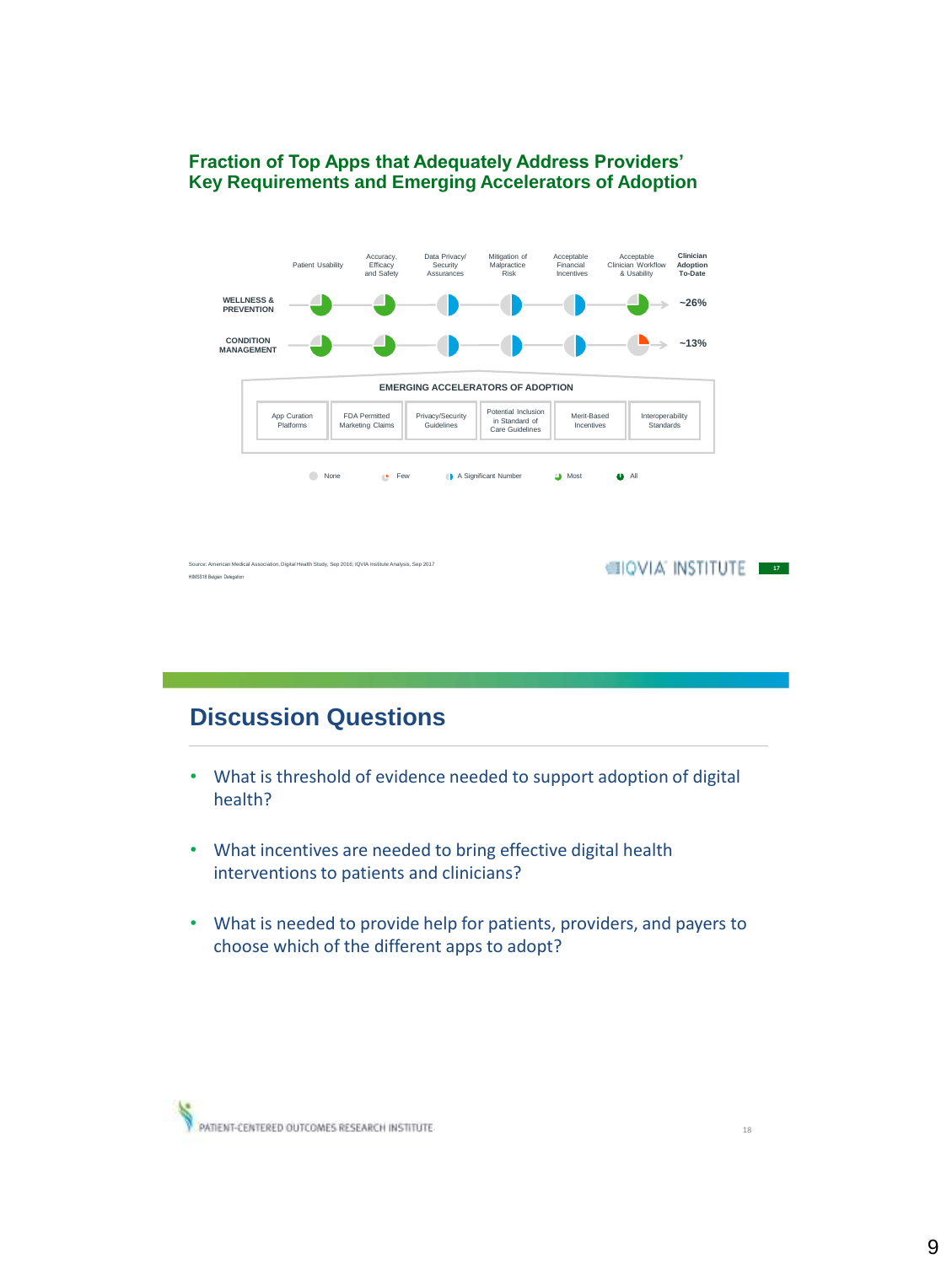## Fraction of Top Apps that Adequately Address Providers' Key Requirements and Emerging Accelerators of Adoption

Patient Usability
Accuracy, Efficacy and Safety
Data Privacy/ Security Assurances
Mitigation of Malpractice Risk
Acceptable Financial Incentives
Acceptable Clinician Workflow & Usability
**Clinician Adoption To-Date**

**WELLNESS & PREVENTION** ~26%

**CONDITION MANAGEMENT** ~13%

**EMERGING ACCELERATORS OF ADOPTION**

App Curation Platforms
FDA Permitted Marketing Claims
Privacy/Security Guidelines
Potential Inclusion in Standard of Care Guidelines
Merit-Based Incentives
Interoperability Standards

None · Few · A Significant Number · Most · All

Source: American Medical Association, Digital Health Study, Sep 2016; IQVIA Institute Analysis, Sep 2017

HIMSS18 Belgian Delegation

IQVIA INSTITUTE

## Discussion Questions

- What is threshold of evidence needed to support adoption of digital health?
- What incentives are needed to bring effective digital health interventions to patients and clinicians?
- What is needed to provide help for patients, providers, and payers to choose which of the different apps to adopt?

PATIENT-CENTERED OUTCOMES RESEARCH INSTITUTE